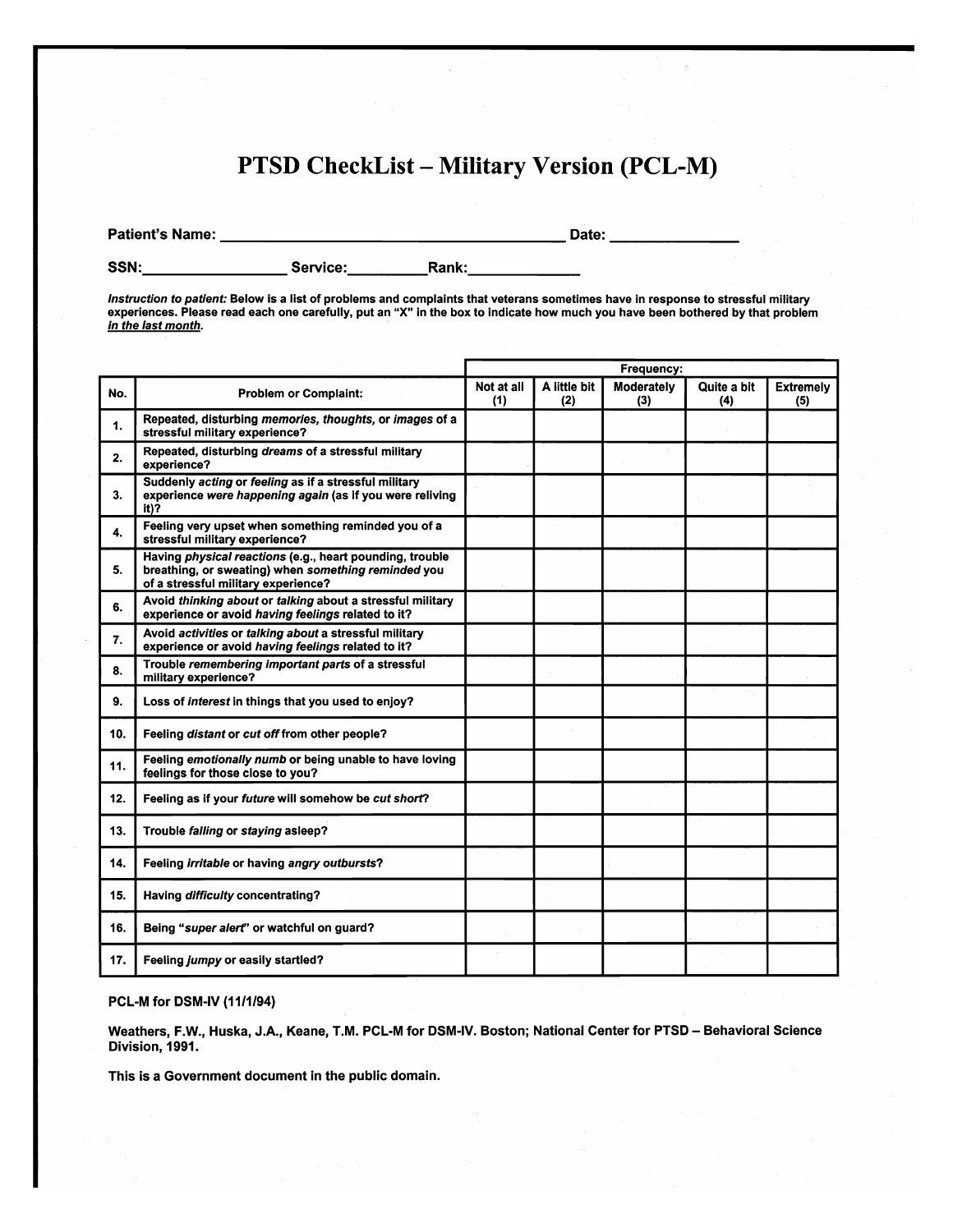# PTSD CheckList – Military Version (PCL-M)

**Patient's Name:** ______________________________ **Date:** ____________

**SSN:** ______________ **Service:** __________ **Rank:** ____________

*Instruction to patient:* **Below is a list of problems and complaints that veterans sometimes have in response to stressful military experiences. Please read each one carefully, put an "X" in the box to indicate how much you have been bothered by that problem *in the last month*.**

| No. | Problem or Complaint: | Frequency: Not at all (1) | A little bit (2) | Moderately (3) | Quite a bit (4) | Extremely (5) |
|---|---|---|---|---|---|---|
| 1. | Repeated, disturbing *memories, thoughts,* or *images* of a stressful military experience? | | | | | |
| 2. | Repeated, disturbing *dreams* of a stressful military experience? | | | | | |
| 3. | Suddenly *acting* or *feeling* as if a stressful military experience *were happening again* (as if you were reliving it)? | | | | | |
| 4. | Feeling very upset when something reminded you of a stressful military experience? | | | | | |
| 5. | Having *physical reactions* (e.g., heart pounding, trouble breathing, or sweating) when *something reminded* you of a stressful military experience? | | | | | |
| 6. | Avoid *thinking about* or *talking* about a stressful military experience or avoid *having feelings* related to it? | | | | | |
| 7. | Avoid *activities* or *talking about* a stressful military experience or avoid *having feelings* related to it? | | | | | |
| 8. | Trouble *remembering important parts* of a stressful military experience? | | | | | |
| 9. | Loss of *interest* in things that you used to enjoy? | | | | | |
| 10. | Feeling *distant* or *cut off* from other people? | | | | | |
| 11. | Feeling *emotionally numb* or being unable to have loving feelings for those close to you? | | | | | |
| 12. | Feeling as if your *future* will somehow be *cut short*? | | | | | |
| 13. | Trouble *falling* or *staying* asleep? | | | | | |
| 14. | Feeling *irritable* or having *angry outbursts*? | | | | | |
| 15. | Having *difficulty* concentrating? | | | | | |
| 16. | Being "*super alert*" or watchful on guard? | | | | | |
| 17. | Feeling *jumpy* or easily startled? | | | | | |

**PCL-M for DSM-IV (11/1/94)**

**Weathers, F.W., Huska, J.A., Keane, T.M. PCL-M for DSM-IV. Boston; National Center for PTSD – Behavioral Science Division, 1991.**

**This is a Government document in the public domain.**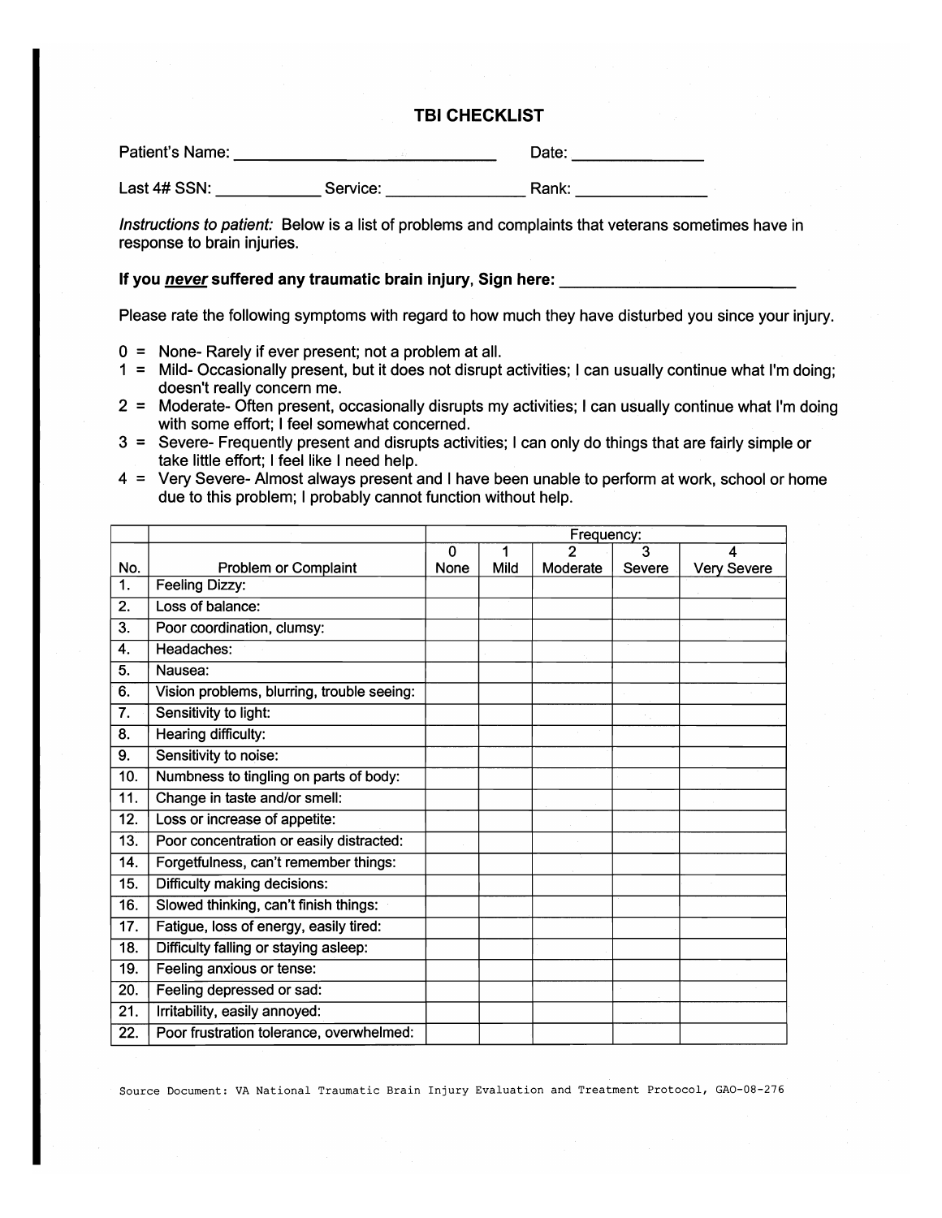# TBI CHECKLIST

Patient's Name: ______________________________ Date: ______________

Last 4# SSN: ___________ Service: _______________ Rank: ______________

*Instructions to patient:* Below is a list of problems and complaints that veterans sometimes have in response to brain injuries.

**If you *never* suffered any traumatic brain injury, Sign here: ___________________________**

Please rate the following symptoms with regard to how much they have disturbed you since your injury.

- 0 = None- Rarely if ever present; not a problem at all.
- 1 = Mild- Occasionally present, but it does not disrupt activities; I can usually continue what I'm doing; doesn't really concern me.
- 2 = Moderate- Often present, occasionally disrupts my activities; I can usually continue what I'm doing with some effort; I feel somewhat concerned.
- 3 = Severe- Frequently present and disrupts activities; I can only do things that are fairly simple or take little effort; I feel like I need help.
- 4 = Very Severe- Almost always present and I have been unable to perform at work, school or home due to this problem; I probably cannot function without help.

| | | Frequency: | | | | |
|---|---|---|---|---|---|---|
| No. | Problem or Complaint | 0 None | 1 Mild | 2 Moderate | 3 Severe | 4 Very Severe |
| 1. | Feeling Dizzy: | | | | | |
| 2. | Loss of balance: | | | | | |
| 3. | Poor coordination, clumsy: | | | | | |
| 4. | Headaches: | | | | | |
| 5. | Nausea: | | | | | |
| 6. | Vision problems, blurring, trouble seeing: | | | | | |
| 7. | Sensitivity to light: | | | | | |
| 8. | Hearing difficulty: | | | | | |
| 9. | Sensitivity to noise: | | | | | |
| 10. | Numbness to tingling on parts of body: | | | | | |
| 11. | Change in taste and/or smell: | | | | | |
| 12. | Loss or increase of appetite: | | | | | |
| 13. | Poor concentration or easily distracted: | | | | | |
| 14. | Forgetfulness, can't remember things: | | | | | |
| 15. | Difficulty making decisions: | | | | | |
| 16. | Slowed thinking, can't finish things: | | | | | |
| 17. | Fatigue, loss of energy, easily tired: | | | | | |
| 18. | Difficulty falling or staying asleep: | | | | | |
| 19. | Feeling anxious or tense: | | | | | |
| 20. | Feeling depressed or sad: | | | | | |
| 21. | Irritability, easily annoyed: | | | | | |
| 22. | Poor frustration tolerance, overwhelmed: | | | | | |

Source Document: VA National Traumatic Brain Injury Evaluation and Treatment Protocol, GAO-08-276